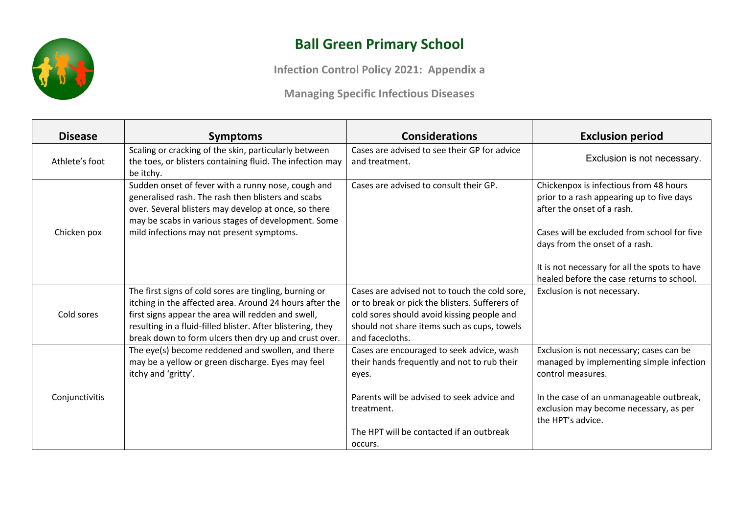# Ball Green Primary School

## Infection Control Policy 2021: Appendix a

## Managing Specific Infectious Diseases

| Disease | Symptoms | Considerations | Exclusion period |
|---|---|---|---|
| Athlete's foot | Scaling or cracking of the skin, particularly between the toes, or blisters containing fluid. The infection may be itchy. | Cases are advised to see their GP for advice and treatment. | Exclusion is not necessary. |
| Chicken pox | Sudden onset of fever with a runny nose, cough and generalised rash. The rash then blisters and scabs over. Several blisters may develop at once, so there may be scabs in various stages of development. Some mild infections may not present symptoms. | Cases are advised to consult their GP. | Chickenpox is infectious from 48 hours prior to a rash appearing up to five days after the onset of a rash.<br><br>Cases will be excluded from school for five days from the onset of a rash.<br><br>It is not necessary for all the spots to have healed before the case returns to school. |
| Cold sores | The first signs of cold sores are tingling, burning or itching in the affected area. Around 24 hours after the first signs appear the area will redden and swell, resulting in a fluid-filled blister. After blistering, they break down to form ulcers then dry up and crust over. | Cases are advised not to touch the cold sore, or to break or pick the blisters. Sufferers of cold sores should avoid kissing people and should not share items such as cups, towels and facecloths. | Exclusion is not necessary. |
| Conjunctivitis | The eye(s) become reddened and swollen, and there may be a yellow or green discharge. Eyes may feel itchy and 'gritty'. | Cases are encouraged to seek advice, wash their hands frequently and not to rub their eyes.<br><br>Parents will be advised to seek advice and treatment.<br><br>The HPT will be contacted if an outbreak occurs. | Exclusion is not necessary; cases can be managed by implementing simple infection control measures.<br><br>In the case of an unmanageable outbreak, exclusion may become necessary, as per the HPT's advice. |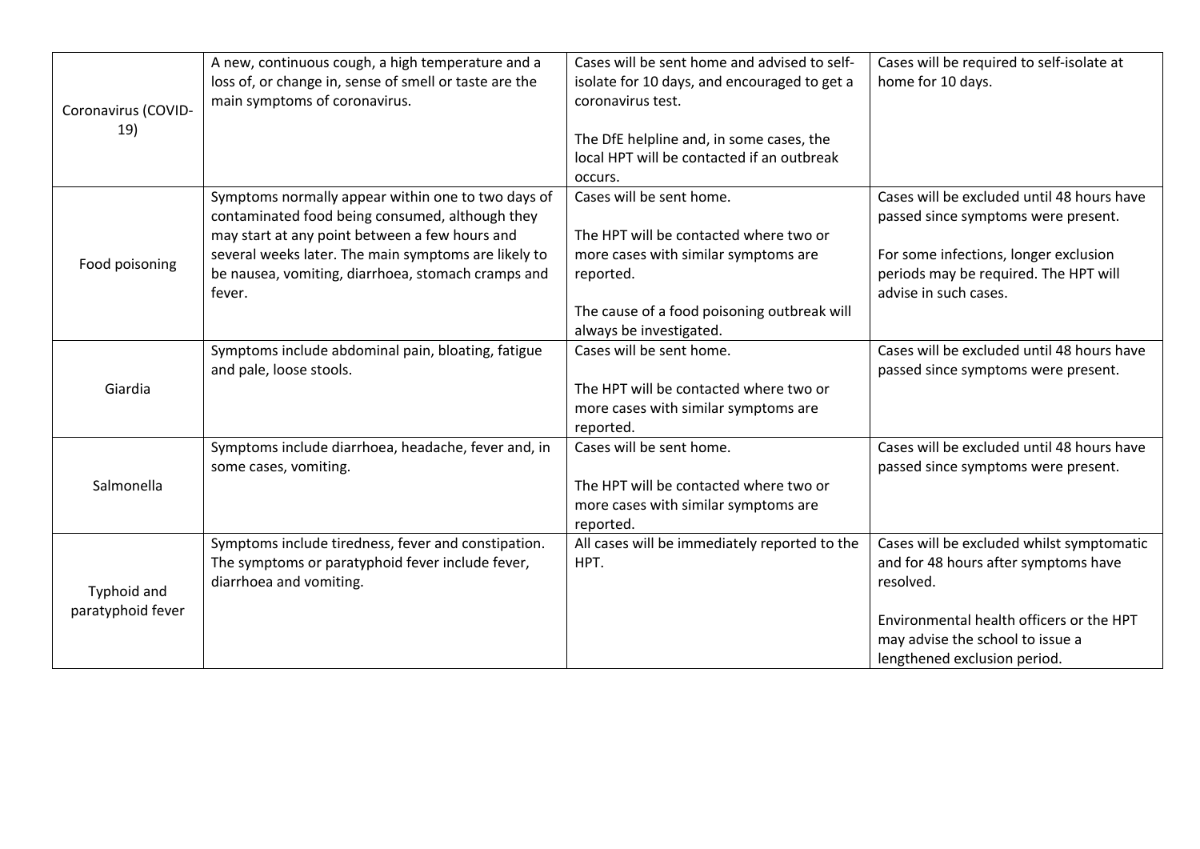| | | | |
|---|---|---|---|
| Coronavirus (COVID-19) | A new, continuous cough, a high temperature and a loss of, or change in, sense of smell or taste are the main symptoms of coronavirus. | Cases will be sent home and advised to self-isolate for 10 days, and encouraged to get a coronavirus test.<br><br>The DfE helpline and, in some cases, the local HPT will be contacted if an outbreak occurs. | Cases will be required to self-isolate at home for 10 days. |
| Food poisoning | Symptoms normally appear within one to two days of contaminated food being consumed, although they may start at any point between a few hours and several weeks later. The main symptoms are likely to be nausea, vomiting, diarrhoea, stomach cramps and fever. | Cases will be sent home.<br><br>The HPT will be contacted where two or more cases with similar symptoms are reported.<br><br>The cause of a food poisoning outbreak will always be investigated. | Cases will be excluded until 48 hours have passed since symptoms were present.<br><br>For some infections, longer exclusion periods may be required. The HPT will advise in such cases. |
| Giardia | Symptoms include abdominal pain, bloating, fatigue and pale, loose stools. | Cases will be sent home.<br><br>The HPT will be contacted where two or more cases with similar symptoms are reported. | Cases will be excluded until 48 hours have passed since symptoms were present. |
| Salmonella | Symptoms include diarrhoea, headache, fever and, in some cases, vomiting. | Cases will be sent home.<br><br>The HPT will be contacted where two or more cases with similar symptoms are reported. | Cases will be excluded until 48 hours have passed since symptoms were present. |
| Typhoid and paratyphoid fever | Symptoms include tiredness, fever and constipation. The symptoms or paratyphoid fever include fever, diarrhoea and vomiting. | All cases will be immediately reported to the HPT. | Cases will be excluded whilst symptomatic and for 48 hours after symptoms have resolved.<br><br>Environmental health officers or the HPT may advise the school to issue a lengthened exclusion period. |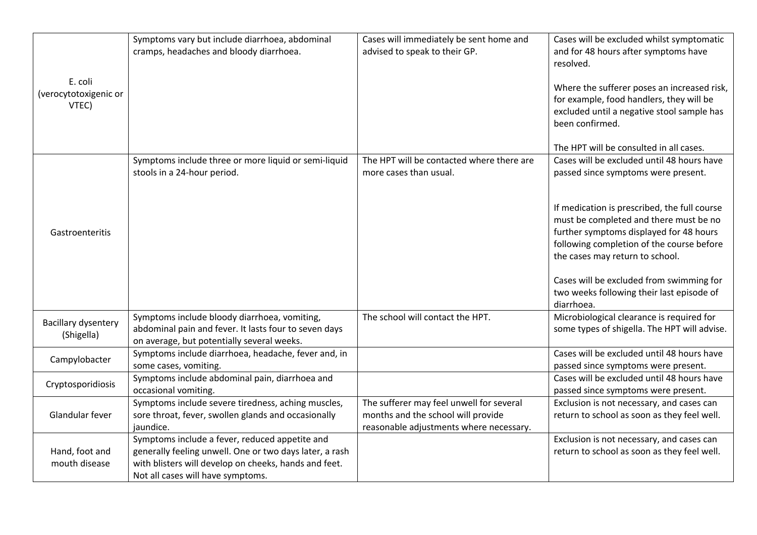| | | | |
|---|---|---|---|
| E. coli (verocytotoxigenic or VTEC) | Symptoms vary but include diarrhoea, abdominal cramps, headaches and bloody diarrhoea. | Cases will immediately be sent home and advised to speak to their GP. | Cases will be excluded whilst symptomatic and for 48 hours after symptoms have resolved.<br><br>Where the sufferer poses an increased risk, for example, food handlers, they will be excluded until a negative stool sample has been confirmed.<br><br>The HPT will be consulted in all cases. |
| Gastroenteritis | Symptoms include three or more liquid or semi-liquid stools in a 24-hour period. | The HPT will be contacted where there are more cases than usual. | Cases will be excluded until 48 hours have passed since symptoms were present.<br><br>If medication is prescribed, the full course must be completed and there must be no further symptoms displayed for 48 hours following completion of the course before the cases may return to school.<br><br>Cases will be excluded from swimming for two weeks following their last episode of diarrhoea. |
| Bacillary dysentery (Shigella) | Symptoms include bloody diarrhoea, vomiting, abdominal pain and fever. It lasts four to seven days on average, but potentially several weeks. | The school will contact the HPT. | Microbiological clearance is required for some types of shigella. The HPT will advise. |
| Campylobacter | Symptoms include diarrhoea, headache, fever and, in some cases, vomiting. | | Cases will be excluded until 48 hours have passed since symptoms were present. |
| Cryptosporidiosis | Symptoms include abdominal pain, diarrhoea and occasional vomiting. | | Cases will be excluded until 48 hours have passed since symptoms were present. |
| Glandular fever | Symptoms include severe tiredness, aching muscles, sore throat, fever, swollen glands and occasionally jaundice. | The sufferer may feel unwell for several months and the school will provide reasonable adjustments where necessary. | Exclusion is not necessary, and cases can return to school as soon as they feel well. |
| Hand, foot and mouth disease | Symptoms include a fever, reduced appetite and generally feeling unwell. One or two days later, a rash with blisters will develop on cheeks, hands and feet. Not all cases will have symptoms. | | Exclusion is not necessary, and cases can return to school as soon as they feel well. |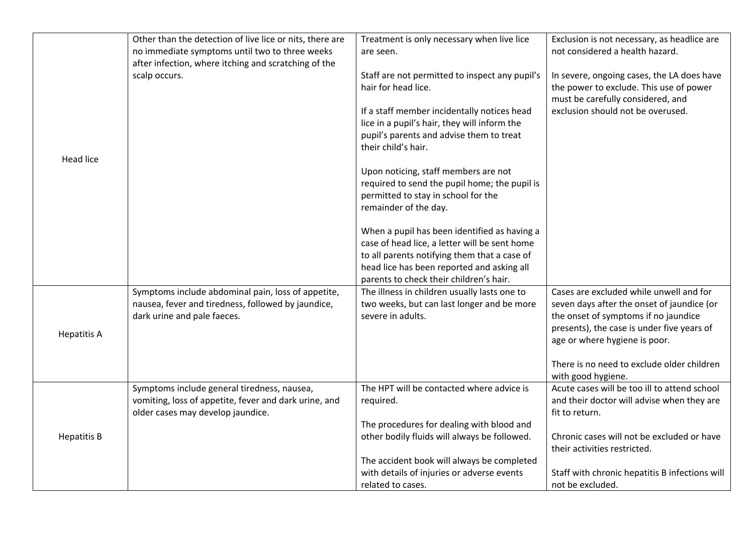| | | | |
|---|---|---|---|
| Head lice | Other than the detection of live lice or nits, there are no immediate symptoms until two to three weeks after infection, where itching and scratching of the scalp occurs. | Treatment is only necessary when live lice are seen.<br><br>Staff are not permitted to inspect any pupil's hair for head lice.<br><br>If a staff member incidentally notices head lice in a pupil's hair, they will inform the pupil's parents and advise them to treat their child's hair.<br><br>Upon noticing, staff members are not required to send the pupil home; the pupil is permitted to stay in school for the remainder of the day.<br><br>When a pupil has been identified as having a case of head lice, a letter will be sent home to all parents notifying them that a case of head lice has been reported and asking all parents to check their children's hair. | Exclusion is not necessary, as headlice are not considered a health hazard.<br><br>In severe, ongoing cases, the LA does have the power to exclude. This use of power must be carefully considered, and exclusion should not be overused. |
| Hepatitis A | Symptoms include abdominal pain, loss of appetite, nausea, fever and tiredness, followed by jaundice, dark urine and pale faeces. | The illness in children usually lasts one to two weeks, but can last longer and be more severe in adults. | Cases are excluded while unwell and for seven days after the onset of jaundice (or the onset of symptoms if no jaundice presents), the case is under five years of age or where hygiene is poor.<br><br>There is no need to exclude older children with good hygiene. |
| Hepatitis B | Symptoms include general tiredness, nausea, vomiting, loss of appetite, fever and dark urine, and older cases may develop jaundice. | The HPT will be contacted where advice is required.<br><br>The procedures for dealing with blood and other bodily fluids will always be followed.<br><br>The accident book will always be completed with details of injuries or adverse events related to cases. | Acute cases will be too ill to attend school and their doctor will advise when they are fit to return.<br><br>Chronic cases will not be excluded or have their activities restricted.<br><br>Staff with chronic hepatitis B infections will not be excluded. |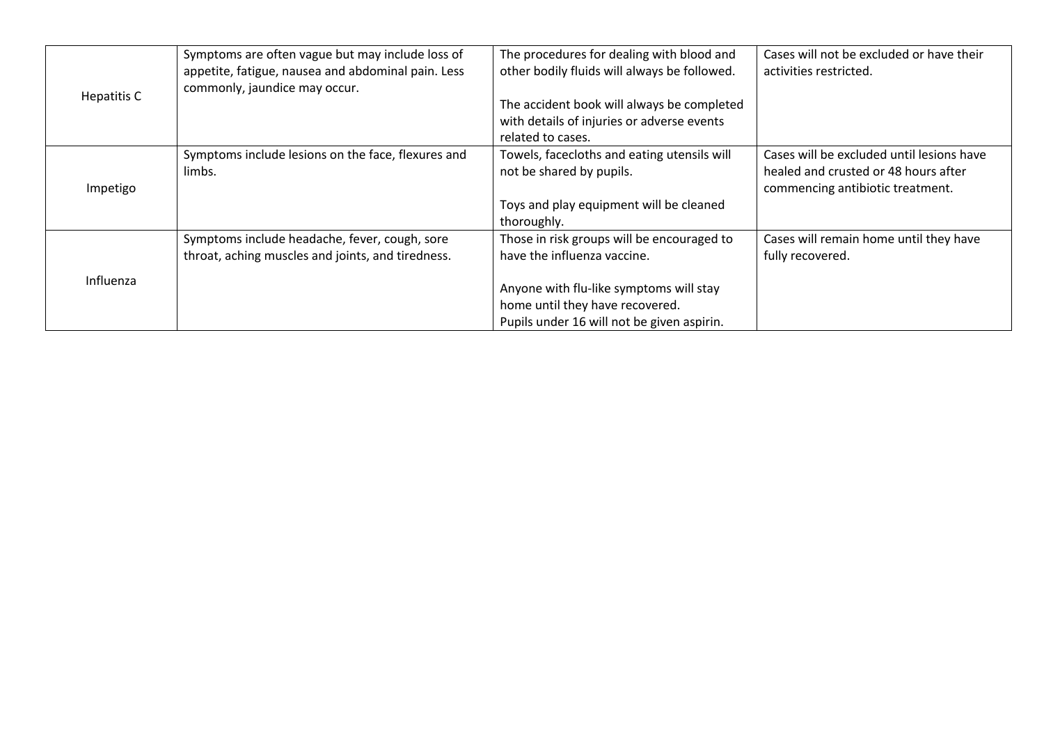| | | | |
|---|---|---|---|
| Hepatitis C | Symptoms are often vague but may include loss of appetite, fatigue, nausea and abdominal pain. Less commonly, jaundice may occur. | The procedures for dealing with blood and other bodily fluids will always be followed.<br><br>The accident book will always be completed with details of injuries or adverse events related to cases. | Cases will not be excluded or have their activities restricted. |
| Impetigo | Symptoms include lesions on the face, flexures and limbs. | Towels, facecloths and eating utensils will not be shared by pupils.<br><br>Toys and play equipment will be cleaned thoroughly. | Cases will be excluded until lesions have healed and crusted or 48 hours after commencing antibiotic treatment. |
| Influenza | Symptoms include headache, fever, cough, sore throat, aching muscles and joints, and tiredness. | Those in risk groups will be encouraged to have the influenza vaccine.<br><br>Anyone with flu-like symptoms will stay home until they have recovered.<br>Pupils under 16 will not be given aspirin. | Cases will remain home until they have fully recovered. |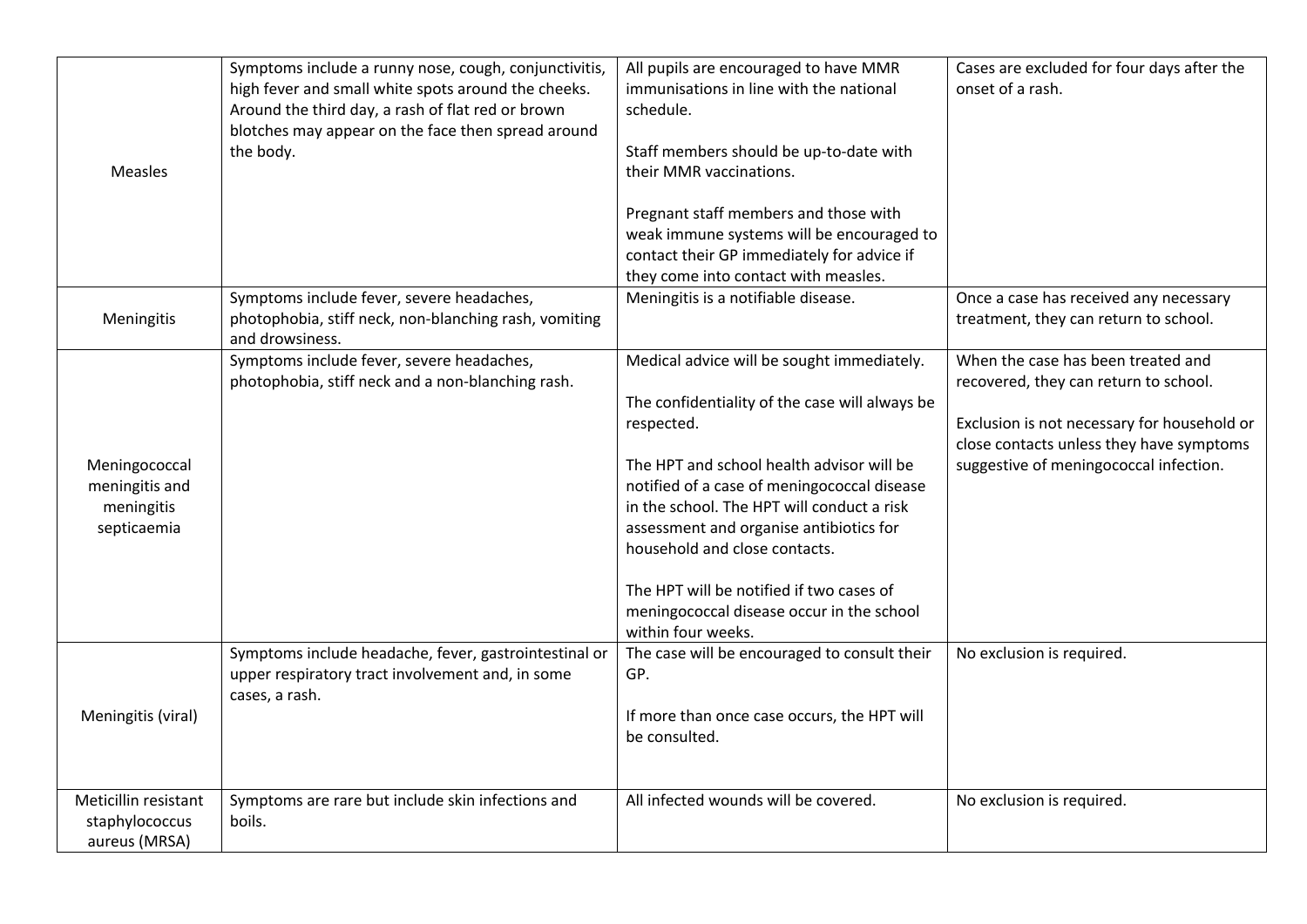| | | | |
|---|---|---|---|
| Measles | Symptoms include a runny nose, cough, conjunctivitis, high fever and small white spots around the cheeks. Around the third day, a rash of flat red or brown blotches may appear on the face then spread around the body. | All pupils are encouraged to have MMR immunisations in line with the national schedule.<br><br>Staff members should be up-to-date with their MMR vaccinations.<br><br>Pregnant staff members and those with weak immune systems will be encouraged to contact their GP immediately for advice if they come into contact with measles. | Cases are excluded for four days after the onset of a rash. |
| Meningitis | Symptoms include fever, severe headaches, photophobia, stiff neck, non-blanching rash, vomiting and drowsiness. | Meningitis is a notifiable disease. | Once a case has received any necessary treatment, they can return to school. |
| Meningococcal meningitis and meningitis septicaemia | Symptoms include fever, severe headaches, photophobia, stiff neck and a non-blanching rash. | Medical advice will be sought immediately.<br><br>The confidentiality of the case will always be respected.<br><br>The HPT and school health advisor will be notified of a case of meningococcal disease in the school. The HPT will conduct a risk assessment and organise antibiotics for household and close contacts.<br><br>The HPT will be notified if two cases of meningococcal disease occur in the school within four weeks. | When the case has been treated and recovered, they can return to school.<br><br>Exclusion is not necessary for household or close contacts unless they have symptoms suggestive of meningococcal infection. |
| Meningitis (viral) | Symptoms include headache, fever, gastrointestinal or upper respiratory tract involvement and, in some cases, a rash. | The case will be encouraged to consult their GP.<br><br>If more than once case occurs, the HPT will be consulted. | No exclusion is required. |
| Meticillin resistant staphylococcus aureus (MRSA) | Symptoms are rare but include skin infections and boils. | All infected wounds will be covered. | No exclusion is required. |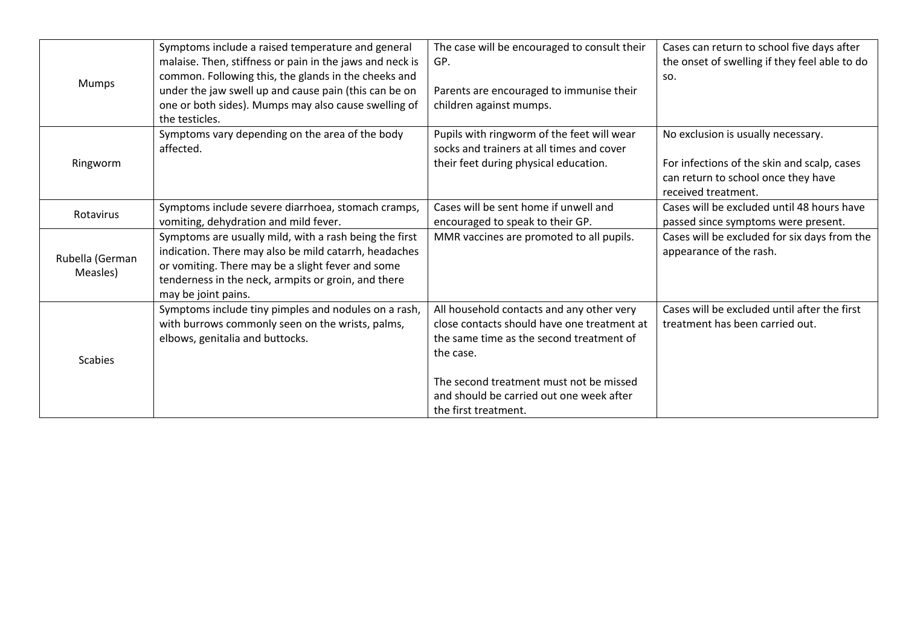| | | | |
|---|---|---|---|
| Mumps | Symptoms include a raised temperature and general malaise. Then, stiffness or pain in the jaws and neck is common. Following this, the glands in the cheeks and under the jaw swell up and cause pain (this can be on one or both sides). Mumps may also cause swelling of the testicles. | The case will be encouraged to consult their GP.<br><br>Parents are encouraged to immunise their children against mumps. | Cases can return to school five days after the onset of swelling if they feel able to do so. |
| Ringworm | Symptoms vary depending on the area of the body affected. | Pupils with ringworm of the feet will wear socks and trainers at all times and cover their feet during physical education. | No exclusion is usually necessary.<br><br>For infections of the skin and scalp, cases can return to school once they have received treatment. |
| Rotavirus | Symptoms include severe diarrhoea, stomach cramps, vomiting, dehydration and mild fever. | Cases will be sent home if unwell and encouraged to speak to their GP. | Cases will be excluded until 48 hours have passed since symptoms were present. |
| Rubella (German Measles) | Symptoms are usually mild, with a rash being the first indication. There may also be mild catarrh, headaches or vomiting. There may be a slight fever and some tenderness in the neck, armpits or groin, and there may be joint pains. | MMR vaccines are promoted to all pupils. | Cases will be excluded for six days from the appearance of the rash. |
| Scabies | Symptoms include tiny pimples and nodules on a rash, with burrows commonly seen on the wrists, palms, elbows, genitalia and buttocks. | All household contacts and any other very close contacts should have one treatment at the same time as the second treatment of the case.<br><br>The second treatment must not be missed and should be carried out one week after the first treatment. | Cases will be excluded until after the first treatment has been carried out. |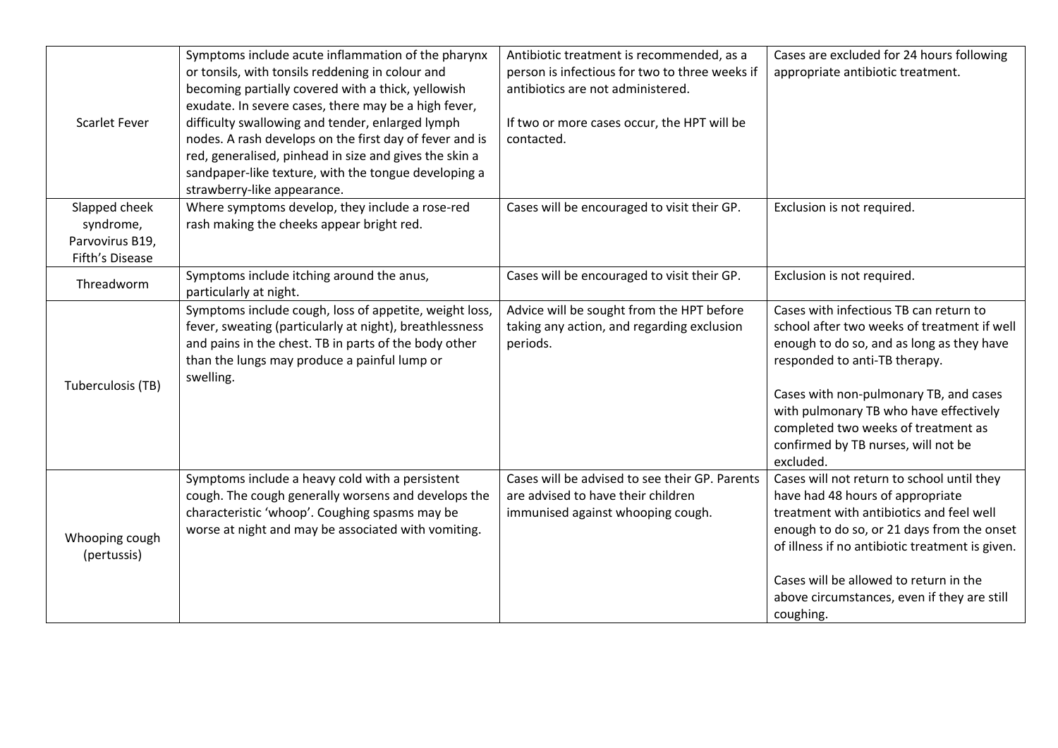| | | | |
|---|---|---|---|
| Scarlet Fever | Symptoms include acute inflammation of the pharynx or tonsils, with tonsils reddening in colour and becoming partially covered with a thick, yellowish exudate. In severe cases, there may be a high fever, difficulty swallowing and tender, enlarged lymph nodes. A rash develops on the first day of fever and is red, generalised, pinhead in size and gives the skin a sandpaper-like texture, with the tongue developing a strawberry-like appearance. | Antibiotic treatment is recommended, as a person is infectious for two to three weeks if antibiotics are not administered.<br><br>If two or more cases occur, the HPT will be contacted. | Cases are excluded for 24 hours following appropriate antibiotic treatment. |
| Slapped cheek syndrome, Parvovirus B19, Fifth's Disease | Where symptoms develop, they include a rose-red rash making the cheeks appear bright red. | Cases will be encouraged to visit their GP. | Exclusion is not required. |
| Threadworm | Symptoms include itching around the anus, particularly at night. | Cases will be encouraged to visit their GP. | Exclusion is not required. |
| Tuberculosis (TB) | Symptoms include cough, loss of appetite, weight loss, fever, sweating (particularly at night), breathlessness and pains in the chest. TB in parts of the body other than the lungs may produce a painful lump or swelling. | Advice will be sought from the HPT before taking any action, and regarding exclusion periods. | Cases with infectious TB can return to school after two weeks of treatment if well enough to do so, and as long as they have responded to anti-TB therapy.<br><br>Cases with non-pulmonary TB, and cases with pulmonary TB who have effectively completed two weeks of treatment as confirmed by TB nurses, will not be excluded. |
| Whooping cough (pertussis) | Symptoms include a heavy cold with a persistent cough. The cough generally worsens and develops the characteristic 'whoop'. Coughing spasms may be worse at night and may be associated with vomiting. | Cases will be advised to see their GP. Parents are advised to have their children immunised against whooping cough. | Cases will not return to school until they have had 48 hours of appropriate treatment with antibiotics and feel well enough to do so, or 21 days from the onset of illness if no antibiotic treatment is given.<br><br>Cases will be allowed to return in the above circumstances, even if they are still coughing. |